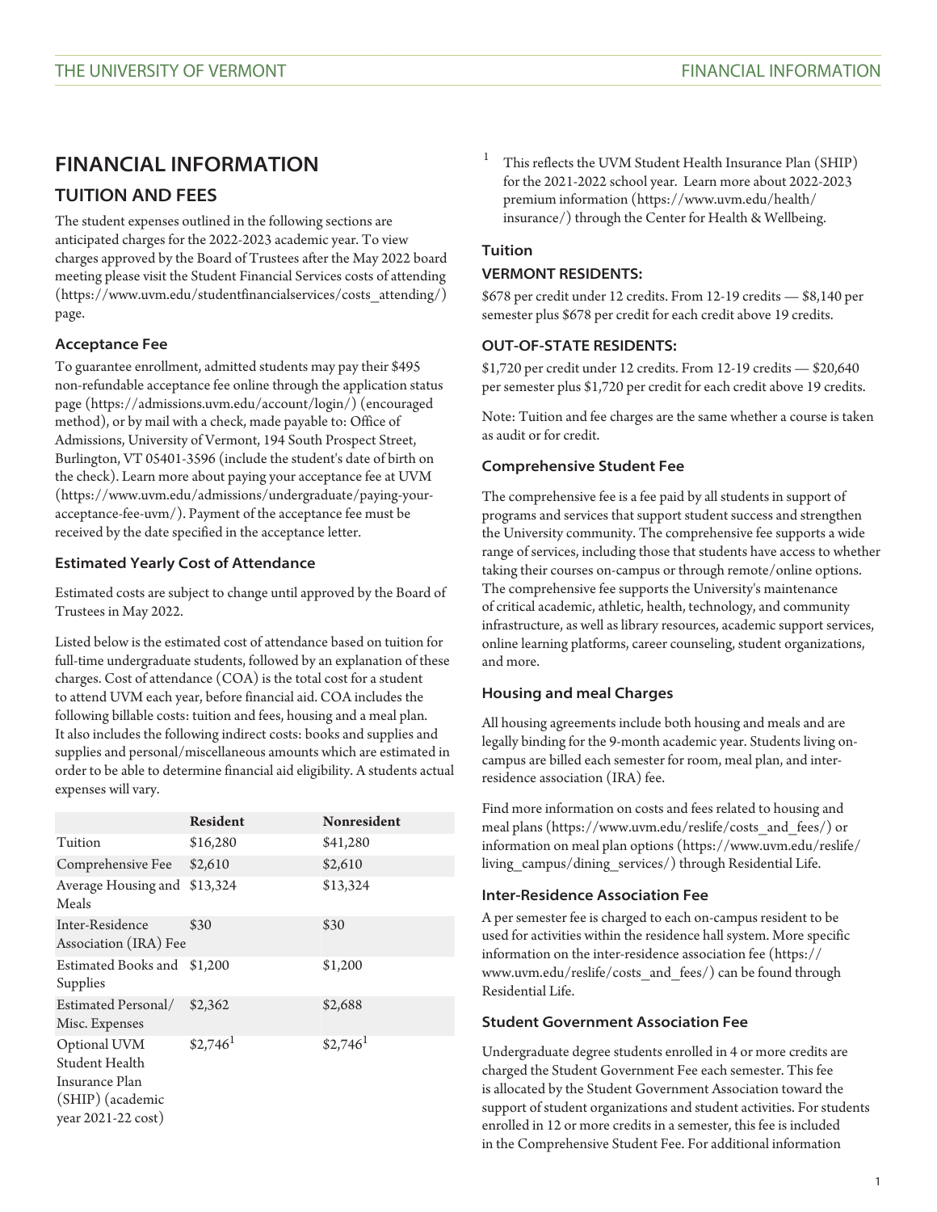# FINANCIAL INFORMATION

## TUITION AND FEES

The student expenses outlined in the following sections are anticipated charges for the 2022-2023 academic year. To view charges approved by the Board of Trustees after the May 2022 board meeting please visit the Student Financial Services costs of attending (https://www.uvm.edu/studentfinancialservices/costs_attending/) page.

### Acceptance Fee

To guarantee enrollment, admitted students may pay their $495 non-refundable acceptance fee online through the application status page (https://admissions.uvm.edu/account/login/) (encouraged method), or by mail with a check, made payable to: Office of Admissions, University of Vermont, 194 South Prospect Street, Burlington, VT 05401-3596 (include the student's date of birth on the check). Learn more about paying your acceptance fee at UVM (https://www.uvm.edu/admissions/undergraduate/paying-your-acceptance-fee-uvm/). Payment of the acceptance fee must be received by the date specified in the acceptance letter.

### Estimated Yearly Cost of Attendance

Estimated costs are subject to change until approved by the Board of Trustees in May 2022.

Listed below is the estimated cost of attendance based on tuition for full-time undergraduate students, followed by an explanation of these charges. Cost of attendance (COA) is the total cost for a student to attend UVM each year, before financial aid. COA includes the following billable costs: tuition and fees, housing and a meal plan. It also includes the following indirect costs: books and supplies and supplies and personal/miscellaneous amounts which are estimated in order to be able to determine financial aid eligibility. A students actual expenses will vary.

| | Resident | Nonresident |
|---|---|---|
| Tuition | $16,280 | $41,280 |
| Comprehensive Fee | $2,610 | $2,610 |
| Average Housing and Meals | $13,324 | $13,324 |
| Inter-Residence Association (IRA) Fee | $30 | $30 |
| Estimated Books and Supplies | $1,200 | $1,200 |
| Estimated Personal/ Misc. Expenses | $2,362 | $2,688 |
| Optional UVM Student Health Insurance Plan (SHIP) (academic year 2021-22 cost) | $2,746[1] | $2,746[1] |

[1] This reflects the UVM Student Health Insurance Plan (SHIP) for the 2021-2022 school year. Learn more about 2022-2023 premium information (https://www.uvm.edu/health/insurance/) through the Center for Health & Wellbeing.

### Tuition

#### VERMONT RESIDENTS:

$678 per credit under 12 credits. From 12-19 credits — $8,140 per semester plus $678 per credit for each credit above 19 credits.

#### OUT-OF-STATE RESIDENTS:

$1,720 per credit under 12 credits. From 12-19 credits — $20,640 per semester plus $1,720 per credit for each credit above 19 credits.

Note: Tuition and fee charges are the same whether a course is taken as audit or for credit.

### Comprehensive Student Fee

The comprehensive fee is a fee paid by all students in support of programs and services that support student success and strengthen the University community. The comprehensive fee supports a wide range of services, including those that students have access to whether taking their courses on-campus or through remote/online options. The comprehensive fee supports the University's maintenance of critical academic, athletic, health, technology, and community infrastructure, as well as library resources, academic support services, online learning platforms, career counseling, student organizations, and more.

### Housing and meal Charges

All housing agreements include both housing and meals and are legally binding for the 9-month academic year. Students living on-campus are billed each semester for room, meal plan, and inter-residence association (IRA) fee.

Find more information on costs and fees related to housing and meal plans (https://www.uvm.edu/reslife/costs_and_fees/) or information on meal plan options (https://www.uvm.edu/reslife/living_campus/dining_services/) through Residential Life.

### Inter-Residence Association Fee

A per semester fee is charged to each on-campus resident to be used for activities within the residence hall system. More specific information on the inter-residence association fee (https://www.uvm.edu/reslife/costs_and_fees/) can be found through Residential Life.

### Student Government Association Fee

Undergraduate degree students enrolled in 4 or more credits are charged the Student Government Fee each semester. This fee is allocated by the Student Government Association toward the support of student organizations and student activities. For students enrolled in 12 or more credits in a semester, this fee is included in the Comprehensive Student Fee. For additional information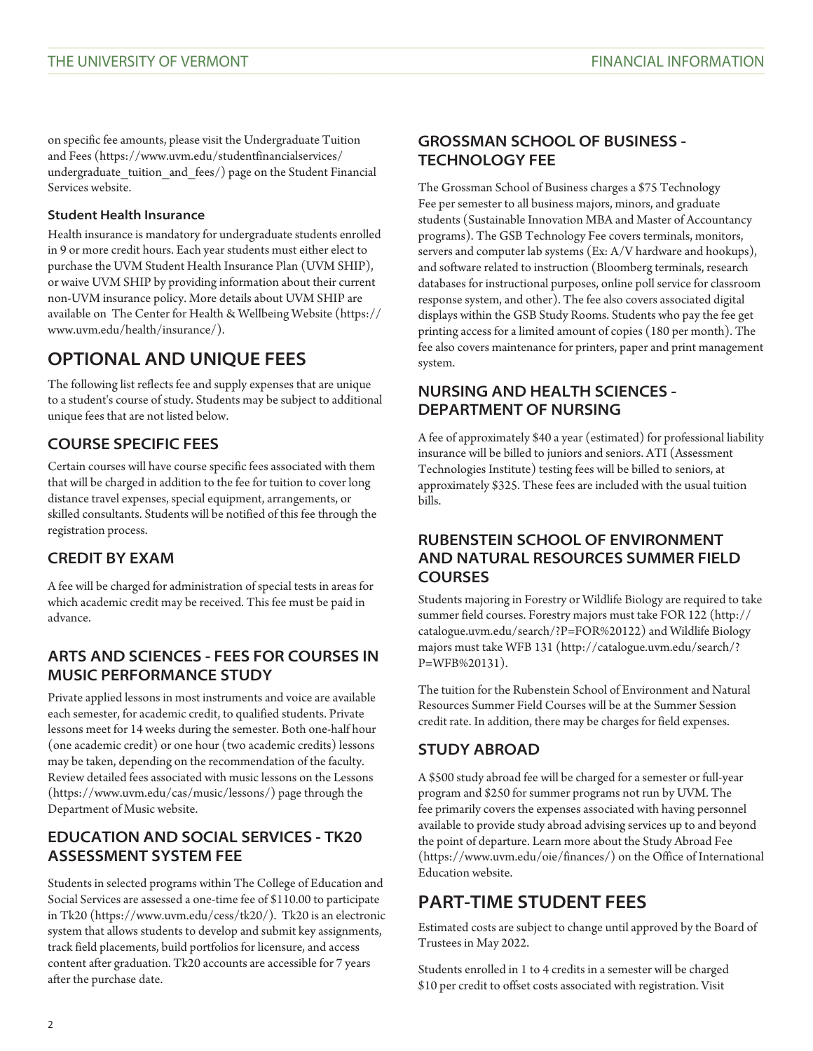on specific fee amounts, please visit the Undergraduate Tuition and Fees (https://www.uvm.edu/studentfinancialservices/undergraduate_tuition_and_fees/) page on the Student Financial Services website.

#### Student Health Insurance

Health insurance is mandatory for undergraduate students enrolled in 9 or more credit hours. Each year students must either elect to purchase the UVM Student Health Insurance Plan (UVM SHIP), or waive UVM SHIP by providing information about their current non-UVM insurance policy. More details about UVM SHIP are available on The Center for Health & Wellbeing Website (https://www.uvm.edu/health/insurance/).

## OPTIONAL AND UNIQUE FEES

The following list reflects fee and supply expenses that are unique to a student's course of study. Students may be subject to additional unique fees that are not listed below.

### COURSE SPECIFIC FEES

Certain courses will have course specific fees associated with them that will be charged in addition to the fee for tuition to cover long distance travel expenses, special equipment, arrangements, or skilled consultants. Students will be notified of this fee through the registration process.

### CREDIT BY EXAM

A fee will be charged for administration of special tests in areas for which academic credit may be received. This fee must be paid in advance.

### ARTS AND SCIENCES - FEES FOR COURSES IN MUSIC PERFORMANCE STUDY

Private applied lessons in most instruments and voice are available each semester, for academic credit, to qualified students. Private lessons meet for 14 weeks during the semester. Both one-half hour (one academic credit) or one hour (two academic credits) lessons may be taken, depending on the recommendation of the faculty. Review detailed fees associated with music lessons on the Lessons (https://www.uvm.edu/cas/music/lessons/) page through the Department of Music website.

### EDUCATION AND SOCIAL SERVICES - TK20 ASSESSMENT SYSTEM FEE

Students in selected programs within The College of Education and Social Services are assessed a one-time fee of $110.00 to participate in Tk20 (https://www.uvm.edu/cess/tk20/). Tk20 is an electronic system that allows students to develop and submit key assignments, track field placements, build portfolios for licensure, and access content after graduation. Tk20 accounts are accessible for 7 years after the purchase date.

### GROSSMAN SCHOOL OF BUSINESS - TECHNOLOGY FEE

The Grossman School of Business charges a $75 Technology Fee per semester to all business majors, minors, and graduate students (Sustainable Innovation MBA and Master of Accountancy programs). The GSB Technology Fee covers terminals, monitors, servers and computer lab systems (Ex: A/V hardware and hookups), and software related to instruction (Bloomberg terminals, research databases for instructional purposes, online poll service for classroom response system, and other). The fee also covers associated digital displays within the GSB Study Rooms. Students who pay the fee get printing access for a limited amount of copies (180 per month). The fee also covers maintenance for printers, paper and print management system.

### NURSING AND HEALTH SCIENCES - DEPARTMENT OF NURSING

A fee of approximately $40 a year (estimated) for professional liability insurance will be billed to juniors and seniors. ATI (Assessment Technologies Institute) testing fees will be billed to seniors, at approximately $325. These fees are included with the usual tuition bills.

### RUBENSTEIN SCHOOL OF ENVIRONMENT AND NATURAL RESOURCES SUMMER FIELD COURSES

Students majoring in Forestry or Wildlife Biology are required to take summer field courses. Forestry majors must take FOR 122 (http://catalogue.uvm.edu/search/?P=FOR%20122) and Wildlife Biology majors must take WFB 131 (http://catalogue.uvm.edu/search/?P=WFB%20131).

The tuition for the Rubenstein School of Environment and Natural Resources Summer Field Courses will be at the Summer Session credit rate. In addition, there may be charges for field expenses.

### STUDY ABROAD

A $500 study abroad fee will be charged for a semester or full-year program and $250 for summer programs not run by UVM. The fee primarily covers the expenses associated with having personnel available to provide study abroad advising services up to and beyond the point of departure. Learn more about the Study Abroad Fee (https://www.uvm.edu/oie/finances/) on the Office of International Education website.

## PART-TIME STUDENT FEES

Estimated costs are subject to change until approved by the Board of Trustees in May 2022.

Students enrolled in 1 to 4 credits in a semester will be charged $10 per credit to offset costs associated with registration. Visit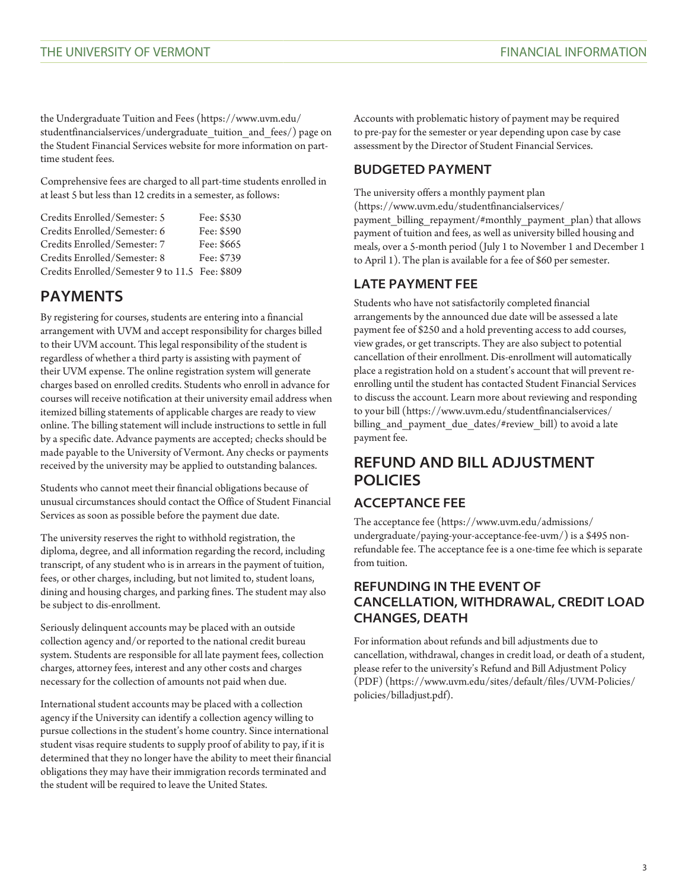the Undergraduate Tuition and Fees (https://www.uvm.edu/studentfinancialservices/undergraduate_tuition_and_fees/) page on the Student Financial Services website for more information on part-time student fees.

Comprehensive fees are charged to all part-time students enrolled in at least 5 but less than 12 credits in a semester, as follows:

| | |
|---|---|
| Credits Enrolled/Semester: 5 | Fee: $530 |
| Credits Enrolled/Semester: 6 | Fee: $590 |
| Credits Enrolled/Semester: 7 | Fee: $665 |
| Credits Enrolled/Semester: 8 | Fee: $739 |
| Credits Enrolled/Semester 9 to 11.5 | Fee: $809 |

## PAYMENTS

By registering for courses, students are entering into a financial arrangement with UVM and accept responsibility for charges billed to their UVM account. This legal responsibility of the student is regardless of whether a third party is assisting with payment of their UVM expense. The online registration system will generate charges based on enrolled credits. Students who enroll in advance for courses will receive notification at their university email address when itemized billing statements of applicable charges are ready to view online. The billing statement will include instructions to settle in full by a specific date. Advance payments are accepted; checks should be made payable to the University of Vermont. Any checks or payments received by the university may be applied to outstanding balances.

Students who cannot meet their financial obligations because of unusual circumstances should contact the Office of Student Financial Services as soon as possible before the payment due date.

The university reserves the right to withhold registration, the diploma, degree, and all information regarding the record, including transcript, of any student who is in arrears in the payment of tuition, fees, or other charges, including, but not limited to, student loans, dining and housing charges, and parking fines. The student may also be subject to dis-enrollment.

Seriously delinquent accounts may be placed with an outside collection agency and/or reported to the national credit bureau system. Students are responsible for all late payment fees, collection charges, attorney fees, interest and any other costs and charges necessary for the collection of amounts not paid when due.

International student accounts may be placed with a collection agency if the University can identify a collection agency willing to pursue collections in the student's home country. Since international student visas require students to supply proof of ability to pay, if it is determined that they no longer have the ability to meet their financial obligations they may have their immigration records terminated and the student will be required to leave the United States.

Accounts with problematic history of payment may be required to pre-pay for the semester or year depending upon case by case assessment by the Director of Student Financial Services.

### BUDGETED PAYMENT

The university offers a monthly payment plan (https://www.uvm.edu/studentfinancialservices/payment_billing_repayment/#monthly_payment_plan) that allows payment of tuition and fees, as well as university billed housing and meals, over a 5-month period (July 1 to November 1 and December 1 to April 1). The plan is available for a fee of $60 per semester.

### LATE PAYMENT FEE

Students who have not satisfactorily completed financial arrangements by the announced due date will be assessed a late payment fee of $250 and a hold preventing access to add courses, view grades, or get transcripts. They are also subject to potential cancellation of their enrollment. Dis-enrollment will automatically place a registration hold on a student's account that will prevent re-enrolling until the student has contacted Student Financial Services to discuss the account. Learn more about reviewing and responding to your bill (https://www.uvm.edu/studentfinancialservices/billing_and_payment_due_dates/#review_bill) to avoid a late payment fee.

## REFUND AND BILL ADJUSTMENT POLICIES

### ACCEPTANCE FEE

The acceptance fee (https://www.uvm.edu/admissions/undergraduate/paying-your-acceptance-fee-uvm/) is a $495 non-refundable fee. The acceptance fee is a one-time fee which is separate from tuition.

### REFUNDING IN THE EVENT OF CANCELLATION, WITHDRAWAL, CREDIT LOAD CHANGES, DEATH

For information about refunds and bill adjustments due to cancellation, withdrawal, changes in credit load, or death of a student, please refer to the university's Refund and Bill Adjustment Policy (PDF) (https://www.uvm.edu/sites/default/files/UVM-Policies/policies/billadjust.pdf).